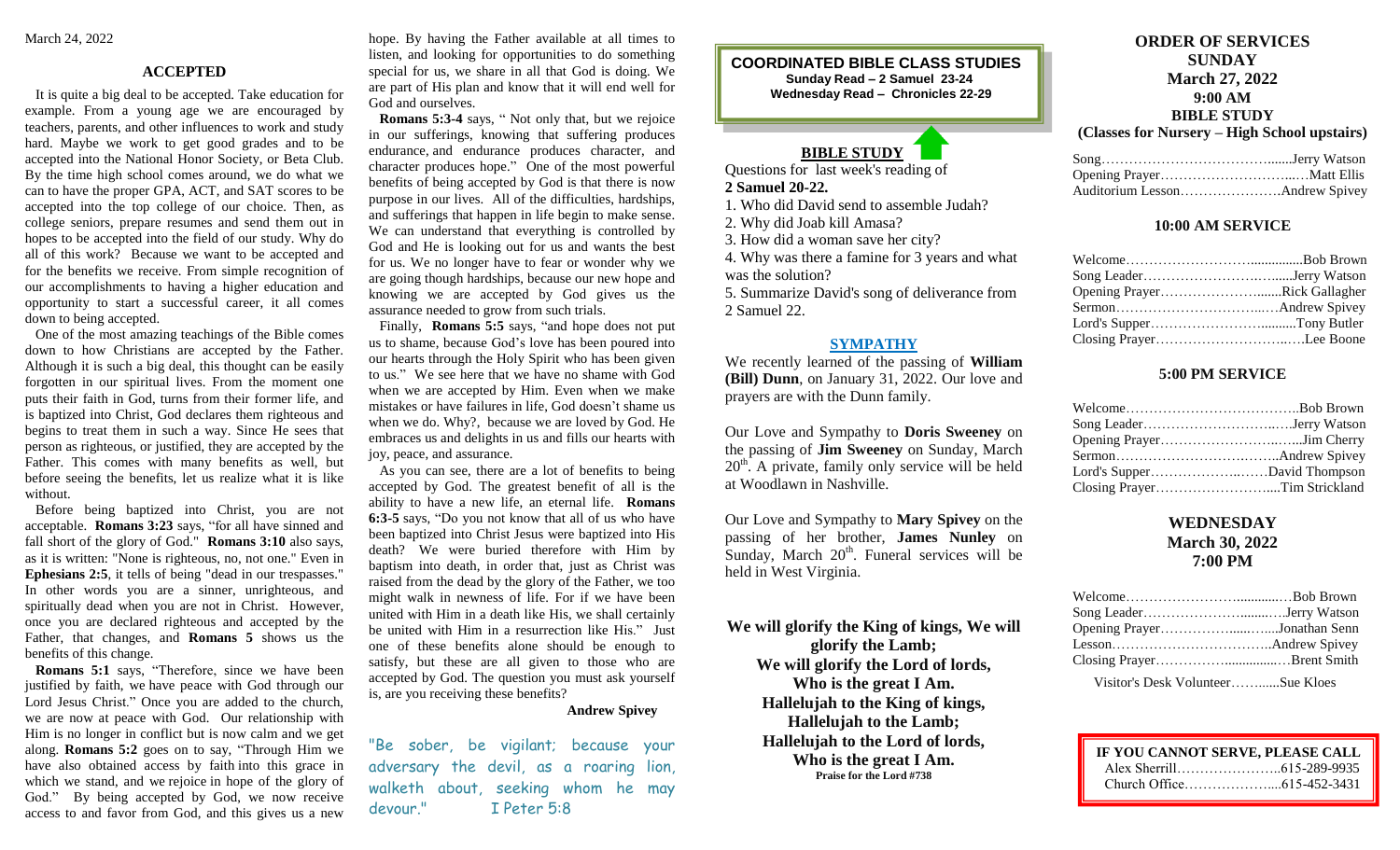March 24, 2022

## ACCEPTED

It is quite a big deal to be accepted. Take education for example. From a young age we are encouraged by teachers, parents, and other influences to work and study hard. Maybe we work to get good grades and to be accepted into the National Honor Society, or Beta Club. By the time high school comes around, we do what we can to have the proper GPA, ACT, and SAT scores to be accepted into the top college of our choice. Then, as college seniors, prepare resumes and send them out in hopes to be accepted into the field of our study. Why do all of this work? Because we want to be accepted and for the benefits we receive. From simple recognition of our accomplishments to having a higher education and opportunity to start a successful career, it all comes down to being accepted.

One of the most amazing teachings of the Bible comes down to how Christians are accepted by the Father. Although it is such a big deal, this thought can be easily forgotten in our spiritual lives. From the moment one puts their faith in God, turns from their former life, and is baptized into Christ, God declares them righteous and begins to treat them in such a way. Since He sees that person as righteous, or justified, they are accepted by the Father. This comes with many benefits as well, but before seeing the benefits, let us realize what it is like without.

Before being baptized into Christ, you are not acceptable. **Romans 3:23** says, "for all have sinned and fall short of the glory of God." **Romans 3:10** also says, as it is written: "None is righteous, no, not one." Even in **Ephesians 2:5**, it tells of being "dead in our trespasses." In other words you are a sinner, unrighteous, and spiritually dead when you are not in Christ. However, once you are declared righteous and accepted by the Father, that changes, and **Romans 5** shows us the benefits of this change.

**Romans 5:1** says, "Therefore, since we have been justified by faith, we have peace with God through our Lord Jesus Christ." Once you are added to the church, we are now at peace with God. Our relationship with Him is no longer in conflict but is now calm and we get along. **Romans 5:2** goes on to say, "Through Him we have also obtained access by faith into this grace in which we stand, and we rejoice in hope of the glory of God." By being accepted by God, we now receive access to and favor from God, and this gives us a new hope. By having the Father available at all times to listen, and looking for opportunities to do something special for us, we share in all that God is doing. We are part of His plan and know that it will end well for God and ourselves.

**Romans 5:3-4** says, " Not only that, but we rejoice in our sufferings, knowing that suffering produces endurance, and endurance produces character, and character produces hope." One of the most powerful benefits of being accepted by God is that there is now purpose in our lives. All of the difficulties, hardships, and sufferings that happen in life begin to make sense. We can understand that everything is controlled by God and He is looking out for us and wants the best for us. We no longer have to fear or wonder why we are going though hardships, because our new hope and knowing we are accepted by God gives us the assurance needed to grow from such trials.

Finally, **Romans 5:5** says, "and hope does not put us to shame, because God's love has been poured into our hearts through the Holy Spirit who has been given to us." We see here that we have no shame with God when we are accepted by Him. Even when we make mistakes or have failures in life, God doesn't shame us when we do. Why?, because we are loved by God. He embraces us and delights in us and fills our hearts with joy, peace, and assurance.

As you can see, there are a lot of benefits to being accepted by God. The greatest benefit of all is the ability to have a new life, an eternal life. **Romans 6:3-5** says, "Do you not know that all of us who have been baptized into Christ Jesus were baptized into His death? We were buried therefore with Him by baptism into death, in order that, just as Christ was raised from the dead by the glory of the Father, we too might walk in newness of life. For if we have been united with Him in a death like His, we shall certainly be united with Him in a resurrection like His." Just one of these benefits alone should be enough to satisfy, but these are all given to those who are accepted by God. The question you must ask yourself is, are you receiving these benefits?

**Andrew Spivey**

"Be sober, be vigilant; because your adversary the devil, as a roaring lion, walketh about, seeking whom he may devour." I Peter 5:8

**COORDINATED BIBLE CLASS STUDIES**
**Sunday Read – 2 Samuel 23-24**
**Wednesday Read – Chronicles 22-29**

## BIBLE STUDY

Questions for last week's reading of
**2 Samuel 20-22.**

1. Who did David send to assemble Judah?
2. Why did Joab kill Amasa?
3. How did a woman save her city?
4. Why was there a famine for 3 years and what was the solution?
5. Summarize David's song of deliverance from 2 Samuel 22.

## SYMPATHY

We recently learned of the passing of **William (Bill) Dunn**, on January 31, 2022. Our love and prayers are with the Dunn family.

Our Love and Sympathy to **Doris Sweeney** on the passing of **Jim Sweeney** on Sunday, March 20th. A private, family only service will be held at Woodlawn in Nashville.

Our Love and Sympathy to **Mary Spivey** on the passing of her brother, **James Nunley** on Sunday, March 20th. Funeral services will be held in West Virginia.

**We will glorify the King of kings, We will glorify the Lamb;**
**We will glorify the Lord of lords,**
**Who is the great I Am.**
**Hallelujah to the King of kings,**
**Hallelujah to the Lamb;**
**Hallelujah to the Lord of lords,**
**Who is the great I Am.**
**Praise for the Lord #738**

## ORDER OF SERVICES
**SUNDAY**
**March 27, 2022**
**9:00 AM**
**BIBLE STUDY**
**(Classes for Nursery – High School upstairs)**

Song……………………………Jerry Watson
Opening Prayer……………………Matt Ellis
Auditorium Lesson…………………Andrew Spivey

### 10:00 AM SERVICE

Welcome……………………………Bob Brown
Song Leader…………………………Jerry Watson
Opening Prayer……………………Rick Gallagher
Sermon……………………………Andrew Spivey
Lord's Supper………………………Tony Butler
Closing Prayer………………………Lee Boone

### 5:00 PM SERVICE

Welcome……………………………Bob Brown
Song Leader…………………………Jerry Watson
Opening Prayer………………………Jim Cherry
Sermon……………………………Andrew Spivey
Lord's Supper………………………David Thompson
Closing Prayer………………………Tim Strickland

### WEDNESDAY
**March 30, 2022**
**7:00 PM**

Welcome……………………………Bob Brown
Song Leader…………………………Jerry Watson
Opening Prayer………………………Jonathan Senn
Lesson………………………………Andrew Spivey
Closing Prayer………………………Brent Smith

Visitor's Desk Volunteer…………Sue Kloes

**IF YOU CANNOT SERVE, PLEASE CALL**
Alex Sherrill…………………615-289-9935
Church Office…………………615-452-3431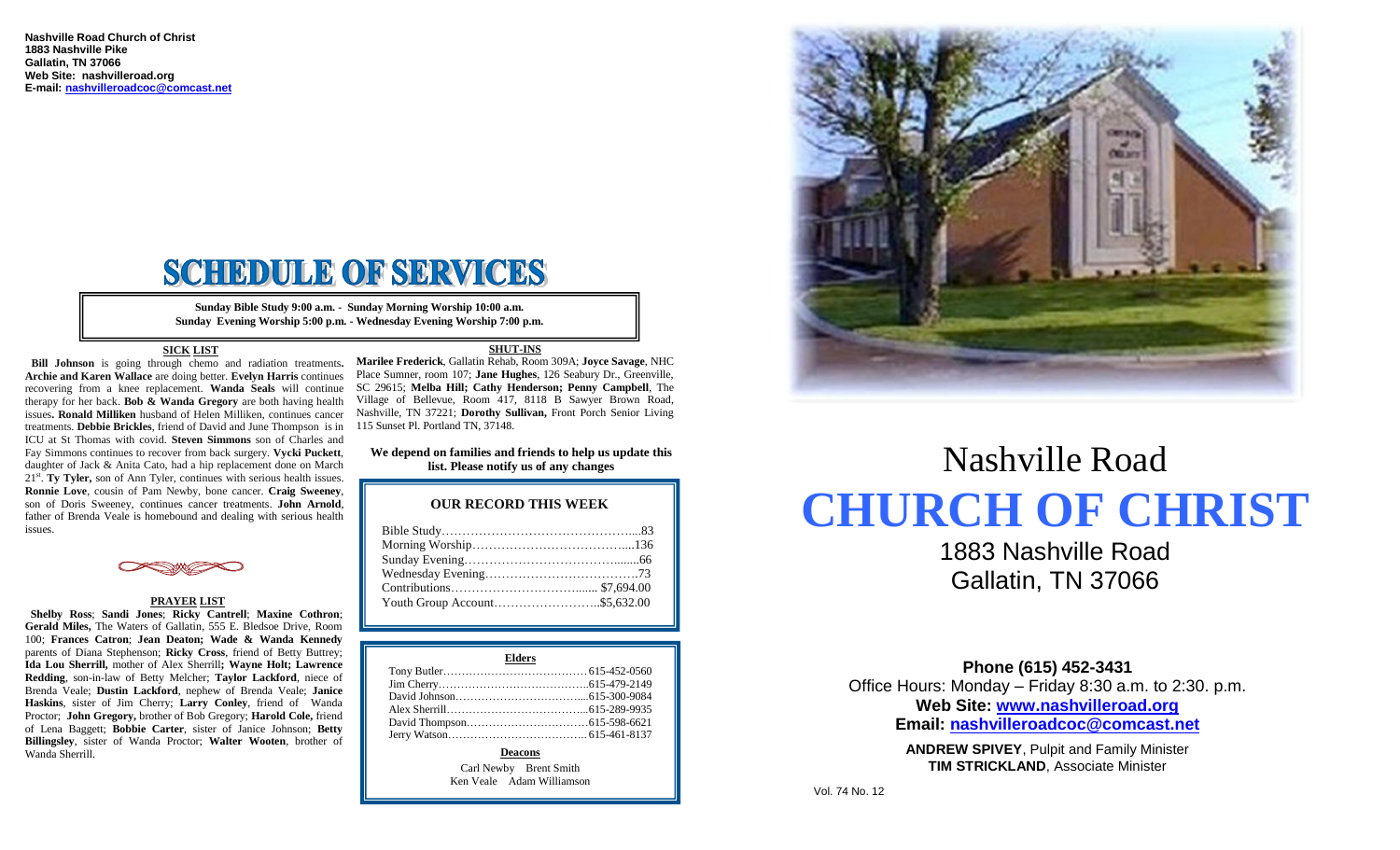**Nashville Road Church of Christ**
**1883 Nashville Pike**
**Gallatin, TN 37066**
**Web Site: nashvilleroad.org**
**E-mail: nashvilleroadcoc@comcast.net**

# SCHEDULE OF SERVICES

**Sunday Bible Study 9:00 a.m. - Sunday Morning Worship 10:00 a.m.**
**Sunday Evening Worship 5:00 p.m. - Wednesday Evening Worship 7:00 p.m.**

## SICK LIST

**Bill Johnson** is going through chemo and radiation treatments**. Archie and Karen Wallace** are doing better. **Evelyn Harris** continues recovering from a knee replacement. **Wanda Seals** will continue therapy for her back. **Bob & Wanda Gregory** are both having health issues**. Ronald Milliken** husband of Helen Milliken, continues cancer treatments. **Debbie Brickles**, friend of David and June Thompson is in ICU at St Thomas with covid. **Steven Simmons** son of Charles and Fay Simmons continues to recover from back surgery. **Vycki Puckett**, daughter of Jack & Anita Cato, had a hip replacement done on March 21st. **Ty Tyler,** son of Ann Tyler, continues with serious health issues. **Ronnie Love**, cousin of Pam Newby, bone cancer. **Craig Sweeney**, son of Doris Sweeney, continues cancer treatments. **John Arnold**, father of Brenda Veale is homebound and dealing with serious health issues.

## PRAYER LIST

**Shelby Ross**; **Sandi Jones**; **Ricky Cantrell**; **Maxine Cothron**; **Gerald Miles,** The Waters of Gallatin, 555 E. Bledsoe Drive, Room 100; **Frances Catron**; **Jean Deaton; Wade & Wanda Kennedy** parents of Diana Stephenson; **Ricky Cross**, friend of Betty Buttrey; **Ida Lou Sherrill,** mother of Alex Sherrill**; Wayne Holt; Lawrence Redding**, son-in-law of Betty Melcher; **Taylor Lackford**, niece of Brenda Veale; **Dustin Lackford**, nephew of Brenda Veale; **Janice Haskins**, sister of Jim Cherry; **Larry Conley**, friend of Wanda Proctor; **John Gregory,** brother of Bob Gregory; **Harold Cole,** friend of Lena Baggett; **Bobbie Carter**, sister of Janice Johnson; **Betty Billingsley**, sister of Wanda Proctor; **Walter Wooten**, brother of Wanda Sherrill.

## SHUT-INS

**Marilee Frederick**, Gallatin Rehab, Room 309A; **Joyce Savage**, NHC Place Sumner, room 107; **Jane Hughes**, 126 Seabury Dr., Greenville, SC 29615; **Melba Hill; Cathy Henderson; Penny Campbell**, The Village of Bellevue, Room 417, 8118 B Sawyer Brown Road, Nashville, TN 37221; **Dorothy Sullivan,** Front Porch Senior Living 115 Sunset Pl. Portland TN, 37148.

**We depend on families and friends to help us update this list. Please notify us of any changes**

## OUR RECORD THIS WEEK

| | |
|---|---|
| Bible Study | 83 |
| Morning Worship | 136 |
| Sunday Evening | 66 |
| Wednesday Evening | 73 |
| Contributions | $7,694.00 |
| Youth Group Account | $5,632.00 |

## Elders

| | |
|---|---|
| Tony Butler | 615-452-0560 |
| Jim Cherry | 615-479-2149 |
| David Johnson | 615-300-9084 |
| Alex Sherrill | 615-289-9935 |
| David Thompson | 615-598-6621 |
| Jerry Watson | 615-461-8137 |

## Deacons

Carl Newby Brent Smith
Ken Veale Adam Williamson

# Nashville Road
# CHURCH OF CHRIST

1883 Nashville Road
Gallatin, TN 37066

**Phone (615) 452-3431**
Office Hours: Monday – Friday 8:30 a.m. to 2:30. p.m.
**Web Site: www.nashvilleroad.org**
**Email: nashvilleroadcoc@comcast.net**

**ANDREW SPIVEY**, Pulpit and Family Minister
**TIM STRICKLAND**, Associate Minister

Vol. 74 No. 12